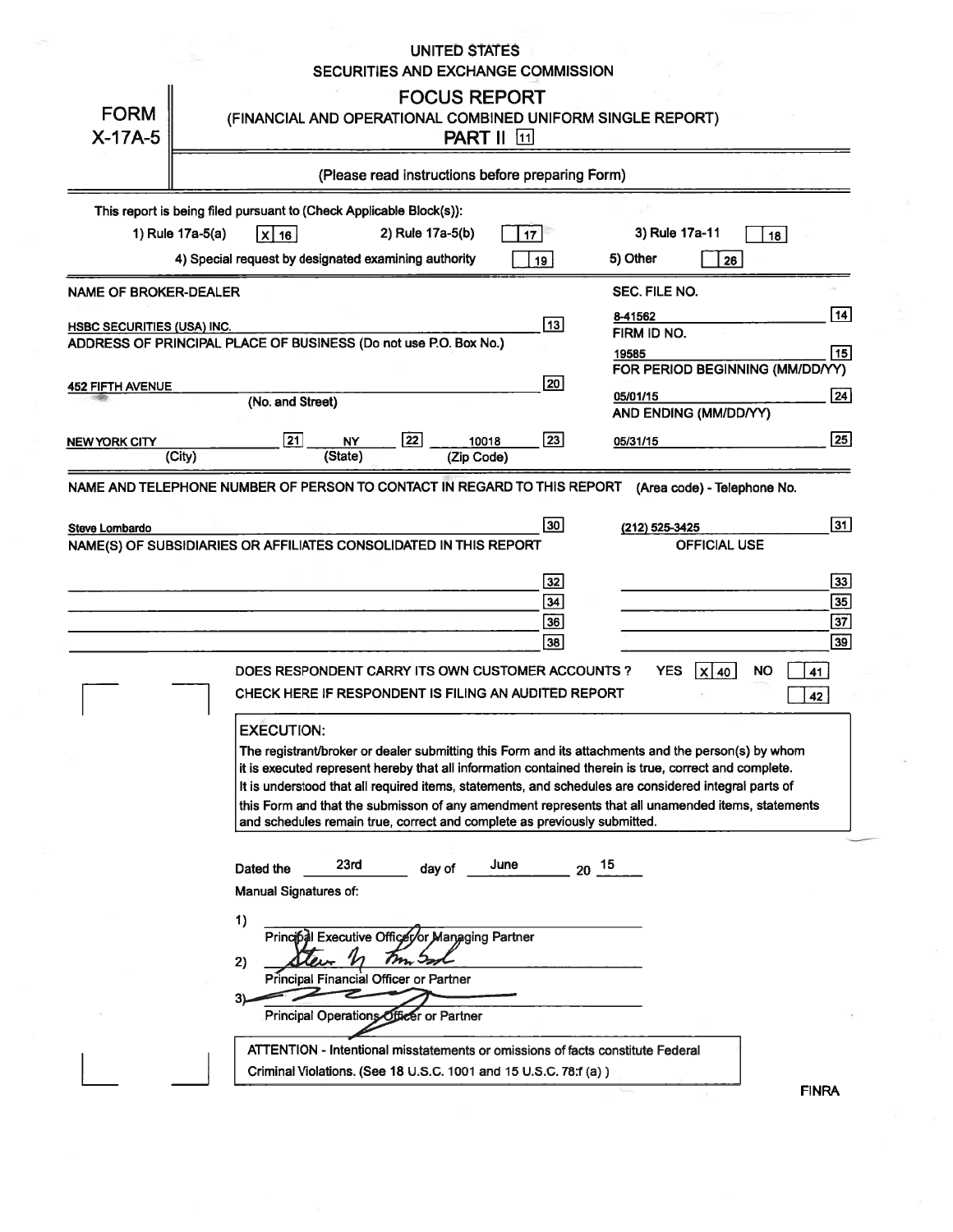UNITED STATES
SECURITIES AND EXCHANGE COMMISSION

# FOCUS REPORT

**FORM X-17A-5**

(FINANCIAL AND OPERATIONAL COMBINED UNIFORM SINGLE REPORT)

**PART II** [11]

(Please read instructions before preparing Form)

This report is being filed pursuant to (Check Applicable Block(s)):

1) Rule 17a-5(a) [X] 16  2) Rule 17a-5(b) [ ] 17  3) Rule 17a-11 [ ] 18

4) Special request by designated examining authority [ ] 19  5) Other [ ] 26

| NAME OF BROKER-DEALER | | SEC. FILE NO. | |
|---|---|---|---|
| HSBC SECURITIES (USA) INC. | 13 | 8-41562 | 14 |
| ADDRESS OF PRINCIPAL PLACE OF BUSINESS (Do not use P.O. Box No.) | | FIRM ID NO. | |
| | | 19585 | 15 |
| 452 FIFTH AVENUE (No. and Street) | 20 | FOR PERIOD BEGINNING (MM/DD/YY) | |
| | | 05/01/15 | 24 |
| NEW YORK CITY (City) 21 NY (State) 22 10018 (Zip Code) | 23 | AND ENDING (MM/DD/YY) | |
| | | 05/31/15 | 25 |

NAME AND TELEPHONE NUMBER OF PERSON TO CONTACT IN REGARD TO THIS REPORT (Area code) - Telephone No.

Steve Lombardo [30] (212) 525-3425 [31]

| NAME(S) OF SUBSIDIARIES OR AFFILIATES CONSOLIDATED IN THIS REPORT | | OFFICIAL USE | |
|---|---|---|---|
| | 32 | | 33 |
| | 34 | | 35 |
| | 36 | | 37 |
| | 38 | | 39 |

DOES RESPONDENT CARRY ITS OWN CUSTOMER ACCOUNTS ? YES [X] 40 NO [ ] 41

CHECK HERE IF RESPONDENT IS FILING AN AUDITED REPORT [ ] 42

**EXECUTION:**

The registrant/broker or dealer submitting this Form and its attachments and the person(s) by whom it is executed represent hereby that all information contained therein is true, correct and complete. It is understood that all required items, statements, and schedules are considered integral parts of this Form and that the submisson of any amendment represents that all unamended items, statements and schedules remain true, correct and complete as previously submitted.

Dated the 23rd day of June 20 15

Manual Signatures of:

1) ____________________
Principal Executive Officer or Managing Partner

2) [signature]
Principal Financial Officer or Partner

3) [signature]
Principal Operations Officer or Partner

ATTENTION - Intentional misstatements or omissions of facts constitute Federal Criminal Violations. (See 18 U.S.C. 1001 and 15 U.S.C. 78:f (a) )

FINRA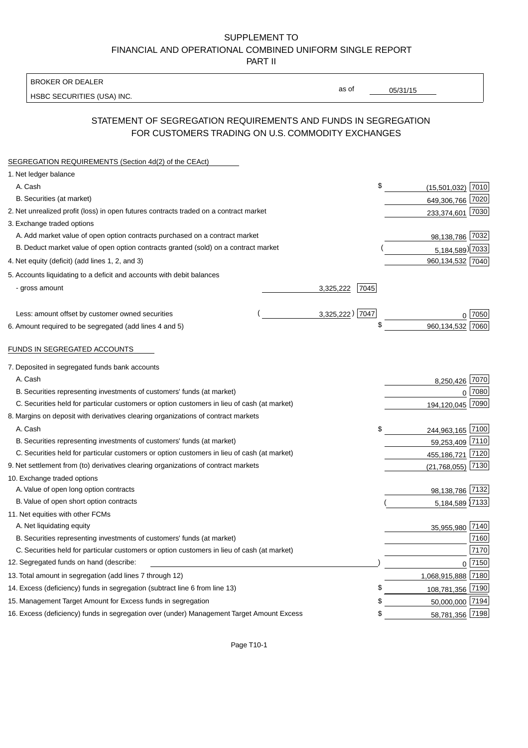SUPPLEMENT TO
FINANCIAL AND OPERATIONAL COMBINED UNIFORM SINGLE REPORT
PART II

| BROKER OR DEALER | | |
|---|---|---|
| HSBC SECURITIES (USA) INC. | as of | 05/31/15 |

## STATEMENT OF SEGREGATION REQUIREMENTS AND FUNDS IN SEGREGATION FOR CUSTOMERS TRADING ON U.S. COMMODITY EXCHANGES

| SEGREGATION REQUIREMENTS (Section 4d(2) of the CEAct) | | | | |
|---|---|---|---|---|
| 1. Net ledger balance | | | | |
| A. Cash | | | $ (15,501,032) | 7010 |
| B. Securities (at market) | | | 649,306,766 | 7020 |
| 2. Net unrealized profit (loss) in open futures contracts traded on a contract market | | | 233,374,601 | 7030 |
| 3. Exchange traded options | | | | |
| A. Add market value of open option contracts purchased on a contract market | | | 98,138,786 | 7032 |
| B. Deduct market value of open option contracts granted (sold) on a contract market | | | ( 5,184,589) | 7033 |
| 4. Net equity (deficit) (add lines 1, 2, and 3) | | | 960,134,532 | 7040 |
| 5. Accounts liquidating to a deficit and accounts with debit balances | | | | |
| - gross amount | 3,325,222 | 7045 | | |
| Less: amount offset by customer owned securities | ( 3,325,222) | 7047 | 0 | 7050 |
| 6. Amount required to be segregated (add lines 4 and 5) | | | $ 960,134,532 | 7060 |
| FUNDS IN SEGREGATED ACCOUNTS | | | | |
| 7. Deposited in segregated funds bank accounts | | | | |
| A. Cash | | | 8,250,426 | 7070 |
| B. Securities representing investments of customers' funds (at market) | | | 0 | 7080 |
| C. Securities held for particular customers or option customers in lieu of cash (at market) | | | 194,120,045 | 7090 |
| 8. Margins on deposit with derivatives clearing organizations of contract markets | | | | |
| A. Cash | | | $ 244,963,165 | 7100 |
| B. Securities representing investments of customers' funds (at market) | | | 59,253,409 | 7110 |
| C. Securities held for particular customers or option customers in lieu of cash (at market) | | | 455,186,721 | 7120 |
| 9. Net settlement from (to) derivatives clearing organizations of contract markets | | | (21,768,055) | 7130 |
| 10. Exchange traded options | | | | |
| A. Value of open long option contracts | | | 98,138,786 | 7132 |
| B. Value of open short option contracts | | | ( 5,184,589 ) | 7133 |
| 11. Net equities with other FCMs | | | | |
| A. Net liquidating equity | | | 35,955,980 | 7140 |
| B. Securities representing investments of customers' funds (at market) | | | | 7160 |
| C. Securities held for particular customers or option customers in lieu of cash (at market) | | | | 7170 |
| 12. Segregated funds on hand (describe: ) | | | 0 | 7150 |
| 13. Total amount in segregation (add lines 7 through 12) | | | 1,068,915,888 | 7180 |
| 14. Excess (deficiency) funds in segregation (subtract line 6 from line 13) | | | $ 108,781,356 | 7190 |
| 15. Management Target Amount for Excess funds in segregation | | | $ 50,000,000 | 7194 |
| 16. Excess (deficiency) funds in segregation over (under) Management Target Amount Excess | | | $ 58,781,356 | 7198 |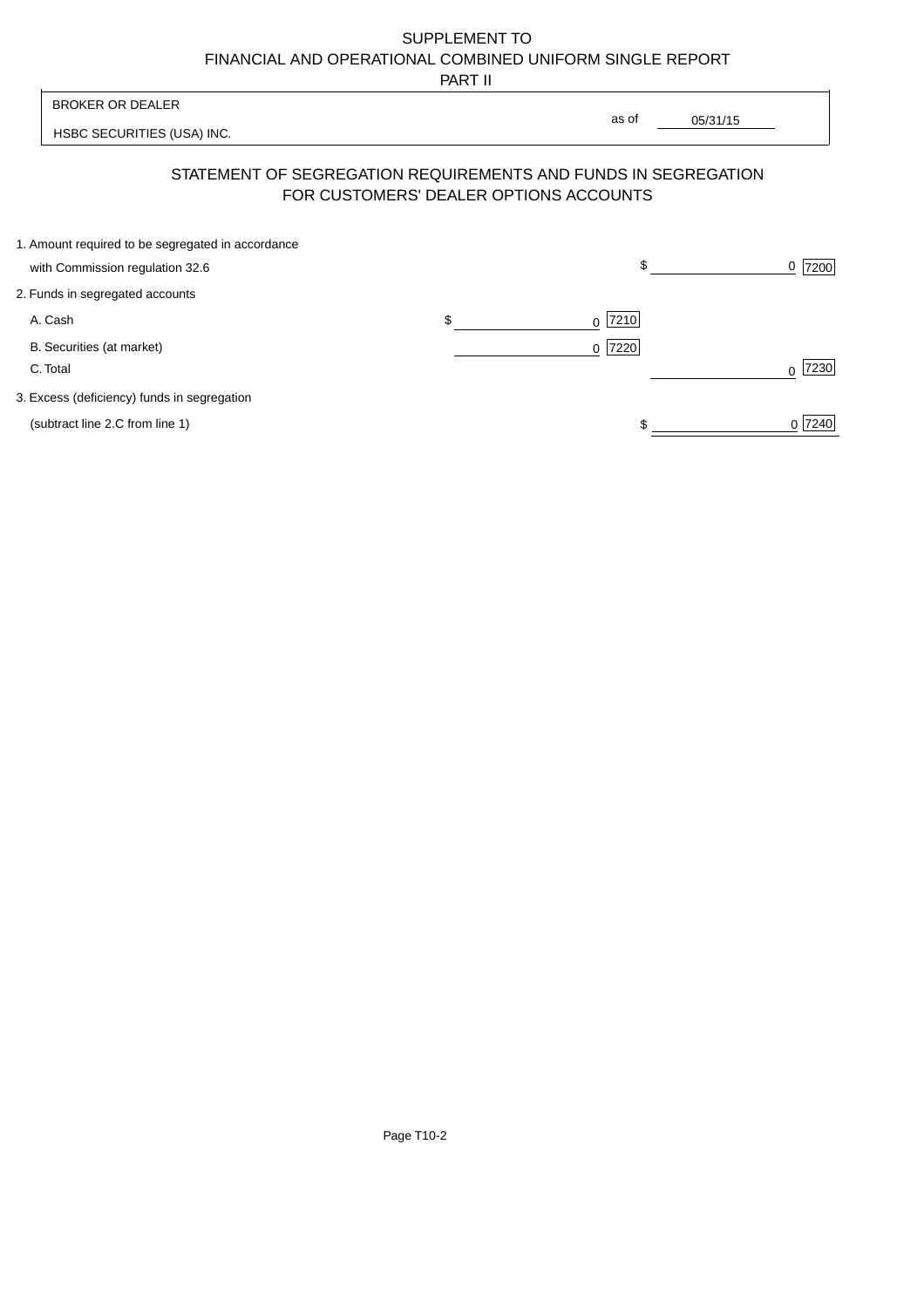SUPPLEMENT TO
FINANCIAL AND OPERATIONAL COMBINED UNIFORM SINGLE REPORT
PART II

BROKER OR DEALER

HSBC SECURITIES (USA) INC.

as of 05/31/15

## STATEMENT OF SEGREGATION REQUIREMENTS AND FUNDS IN SEGREGATION FOR CUSTOMERS' DEALER OPTIONS ACCOUNTS

| | | | |
|---|---|---|---|
| 1. Amount required to be segregated in accordance with Commission regulation 32.6 | | $ 0 | 7200 |
| 2. Funds in segregated accounts | | | |
| A. Cash | $ 0 7210 | | |
| B. Securities (at market) | 0 7220 | | |
| C. Total | | 0 | 7230 |
| 3. Excess (deficiency) funds in segregation (subtract line 2.C from line 1) | | $ 0 | 7240 |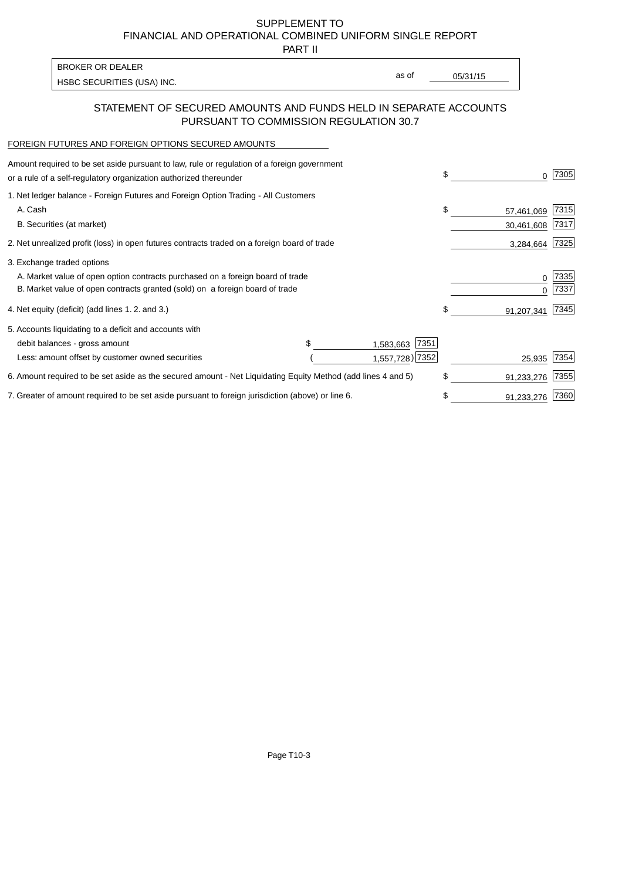SUPPLEMENT TO
FINANCIAL AND OPERATIONAL COMBINED UNIFORM SINGLE REPORT
PART II

BROKER OR DEALER
HSBC SECURITIES (USA) INC.

as of 05/31/15

## STATEMENT OF SECURED AMOUNTS AND FUNDS HELD IN SEPARATE ACCOUNTS PURSUANT TO COMMISSION REGULATION 30.7

FOREIGN FUTURES AND FOREIGN OPTIONS SECURED AMOUNTS

| Description | | | Amount | Code |
|---|---|---|---|---|
| Amount required to be set aside pursuant to law, rule or regulation of a foreign government or a rule of a self-regulatory organization authorized thereunder | | | $ 0 | 7305 |
| 1. Net ledger balance - Foreign Futures and Foreign Option Trading - All Customers | | | | |
| A. Cash | | | $ 57,461,069 | 7315 |
| B. Securities (at market) | | | 30,461,608 | 7317 |
| 2. Net unrealized profit (loss) in open futures contracts traded on a foreign board of trade | | | 3,284,664 | 7325 |
| 3. Exchange traded options | | | | |
| A. Market value of open option contracts purchased on a foreign board of trade | | | 0 | 7335 |
| B. Market value of open contracts granted (sold) on a foreign board of trade | | | 0 | 7337 |
| 4. Net equity (deficit) (add lines 1. 2. and 3.) | | | $ 91,207,341 | 7345 |
| 5. Accounts liquidating to a deficit and accounts with debit balances - gross amount | $ 1,583,663 | 7351 | | |
| Less: amount offset by customer owned securities | (1,557,728) | 7352 | 25,935 | 7354 |
| 6. Amount required to be set aside as the secured amount - Net Liquidating Equity Method (add lines 4 and 5) | | | $ 91,233,276 | 7355 |
| 7. Greater of amount required to be set aside pursuant to foreign jurisdiction (above) or line 6. | | | $ 91,233,276 | 7360 |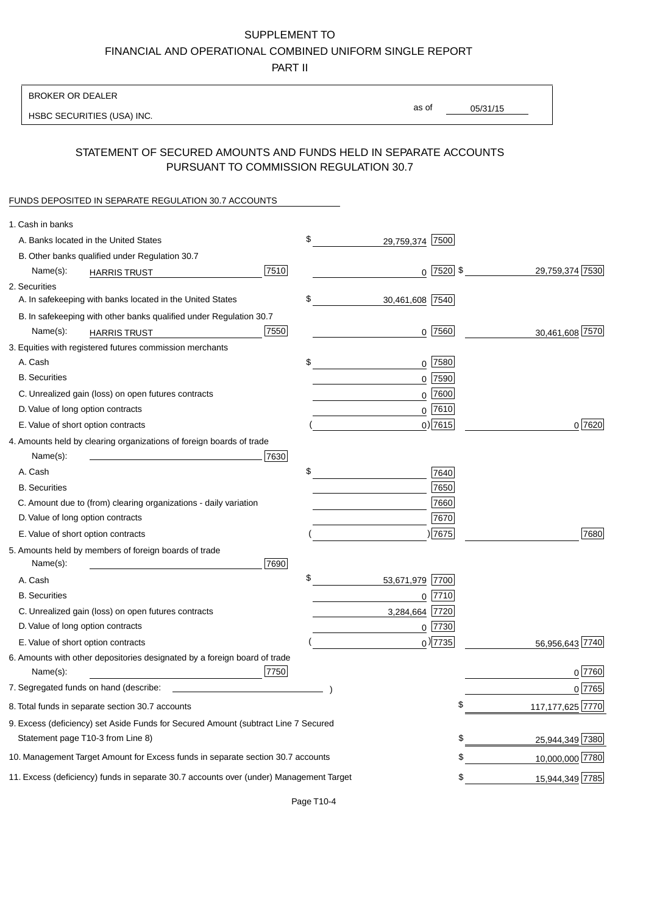SUPPLEMENT TO

FINANCIAL AND OPERATIONAL COMBINED UNIFORM SINGLE REPORT

PART II

BROKER OR DEALER

HSBC SECURITIES (USA) INC.

as of 05/31/15

## STATEMENT OF SECURED AMOUNTS AND FUNDS HELD IN SEPARATE ACCOUNTS PURSUANT TO COMMISSION REGULATION 30.7

FUNDS DEPOSITED IN SEPARATE REGULATION 30.7 ACCOUNTS

| | | | |
|---|---|---|---|
| 1. Cash in banks | | | |
| A. Banks located in the United States | | $ 29,759,374 [7500] | |
| B. Other banks qualified under Regulation 30.7 | | | |
| Name(s): HARRIS TRUST | [7510] | 0 [7520] | $ 29,759,374 [7530] |
| 2. Securities | | | |
| A. In safekeeping with banks located in the United States | | $ 30,461,608 [7540] | |
| B. In safekeeping with other banks qualified under Regulation 30.7 | | | |
| Name(s): HARRIS TRUST | [7550] | 0 [7560] | 30,461,608 [7570] |
| 3. Equities with registered futures commission merchants | | | |
| A. Cash | | $ 0 [7580] | |
| B. Securities | | 0 [7590] | |
| C. Unrealized gain (loss) on open futures contracts | | 0 [7600] | |
| D. Value of long option contracts | | 0 [7610] | |
| E. Value of short option contracts | | ( 0) [7615] | 0 [7620] |
| 4. Amounts held by clearing organizations of foreign boards of trade | | | |
| Name(s): | [7630] | | |
| A. Cash | | $ [7640] | |
| B. Securities | | [7650] | |
| C. Amount due to (from) clearing organizations - daily variation | | [7660] | |
| D. Value of long option contracts | | [7670] | |
| E. Value of short option contracts | | ( ) [7675] | [7680] |
| 5. Amounts held by members of foreign boards of trade | | | |
| Name(s): | [7690] | | |
| A. Cash | | $ 53,671,979 [7700] | |
| B. Securities | | 0 [7710] | |
| C. Unrealized gain (loss) on open futures contracts | | 3,284,664 [7720] | |
| D. Value of long option contracts | | 0 [7730] | |
| E. Value of short option contracts | | ( 0) [7735] | 56,956,643 [7740] |
| 6. Amounts with other depositories designated by a foreign board of trade | | | |
| Name(s): | [7750] | | 0 [7760] |
| 7. Segregated funds on hand (describe: ) | | | 0 [7765] |
| 8. Total funds in separate section 30.7 accounts | | | $ 117,177,625 [7770] |
| 9. Excess (deficiency) set Aside Funds for Secured Amount (subtract Line 7 Secured Statement page T10-3 from Line 8) | | | $ 25,944,349 [7380] |
| 10. Management Target Amount for Excess funds in separate section 30.7 accounts | | | $ 10,000,000 [7780] |
| 11. Excess (deficiency) funds in separate 30.7 accounts over (under) Management Target | | | $ 15,944,349 [7785] |

Page T10-4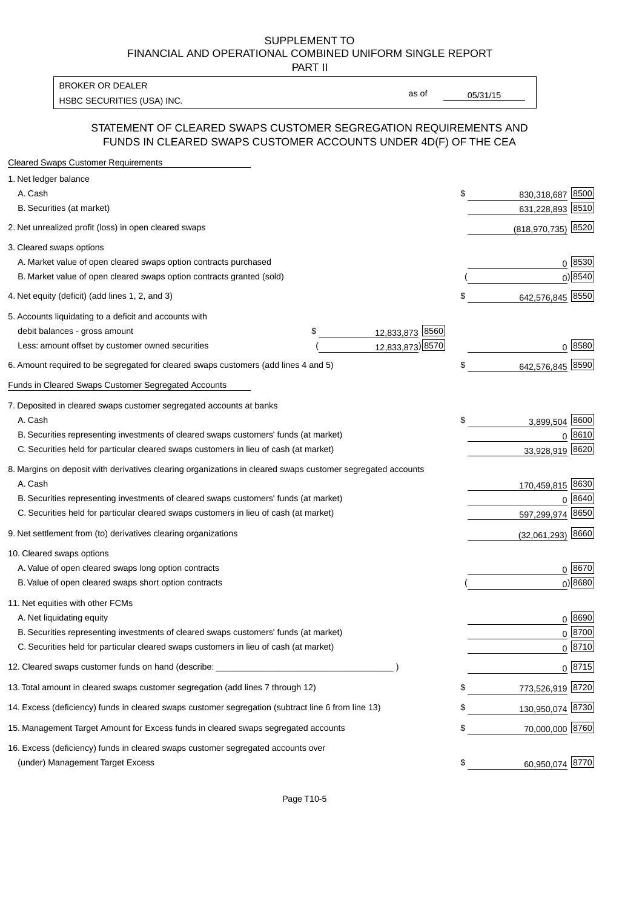SUPPLEMENT TO
FINANCIAL AND OPERATIONAL COMBINED UNIFORM SINGLE REPORT
PART II

BROKER OR DEALER
HSBC SECURITIES (USA) INC.

as of 05/31/15

## STATEMENT OF CLEARED SWAPS CUSTOMER SEGREGATION REQUIREMENTS AND FUNDS IN CLEARED SWAPS CUSTOMER ACCOUNTS UNDER 4D(F) OF THE CEA

**Cleared Swaps Customer Requirements**

| Item | | | Amount | Code |
|---|---|---|---|---|
| 1. Net ledger balance | | | | |
| A. Cash | | | $ 830,318,687 | 8500 |
| B. Securities (at market) | | | 631,228,893 | 8510 |
| 2. Net unrealized profit (loss) in open cleared swaps | | | (818,970,735) | 8520 |
| 3. Cleared swaps options | | | | |
| A. Market value of open cleared swaps option contracts purchased | | | 0 | 8530 |
| B. Market value of open cleared swaps option contracts granted (sold) | | | ( 0) | 8540 |
| 4. Net equity (deficit) (add lines 1, 2, and 3) | | | $ 642,576,845 | 8550 |
| 5. Accounts liquidating to a deficit and accounts with | | | | |
| debit balances - gross amount | $ 12,833,873 | 8560 | | |
| Less: amount offset by customer owned securities | ( 12,833,873) | 8570 | 0 | 8580 |
| 6. Amount required to be segregated for cleared swaps customers (add lines 4 and 5) | | | $ 642,576,845 | 8590 |

**Funds in Cleared Swaps Customer Segregated Accounts**

| Item | Amount | Code |
|---|---|---|
| 7. Deposited in cleared swaps customer segregated accounts at banks | | |
| A. Cash | $ 3,899,504 | 8600 |
| B. Securities representing investments of cleared swaps customers' funds (at market) | 0 | 8610 |
| C. Securities held for particular cleared swaps customers in lieu of cash (at market) | 33,928,919 | 8620 |
| 8. Margins on deposit with derivatives clearing organizations in cleared swaps customer segregated accounts | | |
| A. Cash | 170,459,815 | 8630 |
| B. Securities representing investments of cleared swaps customers' funds (at market) | 0 | 8640 |
| C. Securities held for particular cleared swaps customers in lieu of cash (at market) | 597,299,974 | 8650 |
| 9. Net settlement from (to) derivatives clearing organizations | (32,061,293) | 8660 |
| 10. Cleared swaps options | | |
| A. Value of open cleared swaps long option contracts | 0 | 8670 |
| B. Value of open cleared swaps short option contracts | ( 0) | 8680 |
| 11. Net equities with other FCMs | | |
| A. Net liquidating equity | 0 | 8690 |
| B. Securities representing investments of cleared swaps customers' funds (at market) | 0 | 8700 |
| C. Securities held for particular cleared swaps customers in lieu of cash (at market) | 0 | 8710 |
| 12. Cleared swaps customer funds on hand (describe: ____________________ ) | 0 | 8715 |
| 13. Total amount in cleared swaps customer segregation (add lines 7 through 12) | $ 773,526,919 | 8720 |
| 14. Excess (deficiency) funds in cleared swaps customer segregation (subtract line 6 from line 13) | $ 130,950,074 | 8730 |
| 15. Management Target Amount for Excess funds in cleared swaps segregated accounts | $ 70,000,000 | 8760 |
| 16. Excess (deficiency) funds in cleared swaps customer segregated accounts over (under) Management Target Excess | $ 60,950,074 | 8770 |

Page T10-5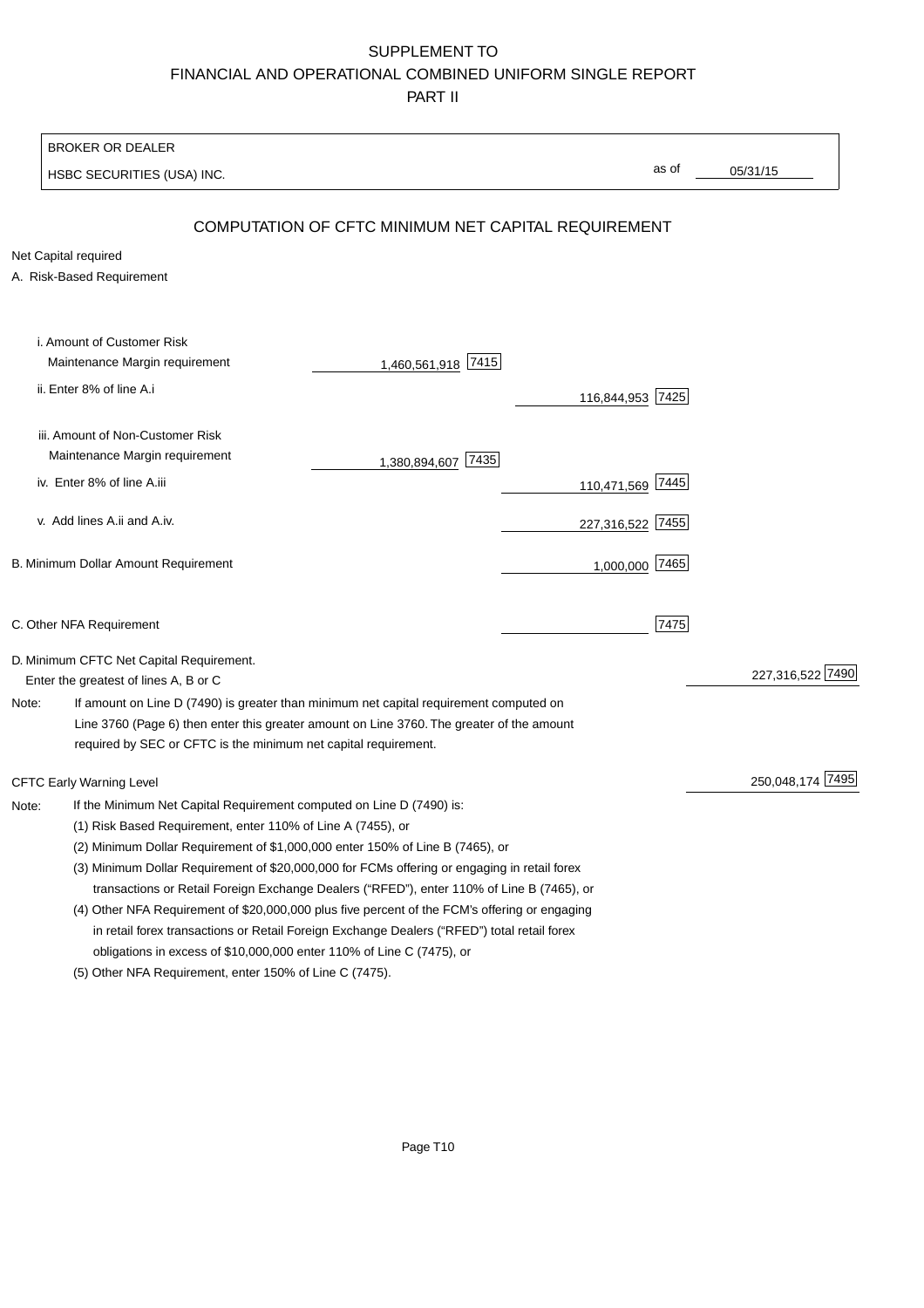# SUPPLEMENT TO
# FINANCIAL AND OPERATIONAL COMBINED UNIFORM SINGLE REPORT
# PART II

| | |
|---|---|
| BROKER OR DEALER | |
| HSBC SECURITIES (USA) INC. | as of 05/31/15 |

## COMPUTATION OF CFTC MINIMUM NET CAPITAL REQUIREMENT

Net Capital required

A. Risk-Based Requirement

| | | | |
|---|---|---|---|
| i. Amount of Customer Risk Maintenance Margin requirement | 1,460,561,918 [7415] | | |
| ii. Enter 8% of line A.i | | 116,844,953 [7425] | |
| iii. Amount of Non-Customer Risk Maintenance Margin requirement | 1,380,894,607 [7435] | | |
| iv. Enter 8% of line A.iii | | 110,471,569 [7445] | |
| v. Add lines A.ii and A.iv. | | 227,316,522 [7455] | |
| B. Minimum Dollar Amount Requirement | | 1,000,000 [7465] | |
| C. Other NFA Requirement | | [7475] | |
| D. Minimum CFTC Net Capital Requirement. Enter the greatest of lines A, B or C | | | 227,316,522 [7490] |

Note: If amount on Line D (7490) is greater than minimum net capital requirement computed on Line 3760 (Page 6) then enter this greater amount on Line 3760. The greater of the amount required by SEC or CFTC is the minimum net capital requirement.

CFTC Early Warning Level 250,048,174 [7495]

Note: If the Minimum Net Capital Requirement computed on Line D (7490) is:

(1) Risk Based Requirement, enter 110% of Line A (7455), or

(2) Minimum Dollar Requirement of $1,000,000 enter 150% of Line B (7465), or

(3) Minimum Dollar Requirement of $20,000,000 for FCMs offering or engaging in retail forex transactions or Retail Foreign Exchange Dealers ("RFED"), enter 110% of Line B (7465), or

(4) Other NFA Requirement of $20,000,000 plus five percent of the FCM's offering or engaging in retail forex transactions or Retail Foreign Exchange Dealers ("RFED") total retail forex obligations in excess of $10,000,000 enter 110% of Line C (7475), or

(5) Other NFA Requirement, enter 150% of Line C (7475).

Page T10